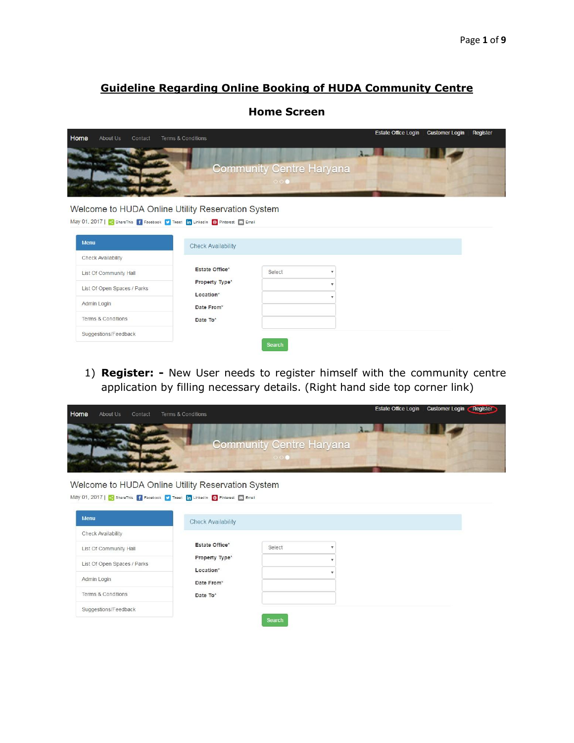# Guideline Regarding Online Booking of HUDA Community Centre

## Home Screen

Home | About Us | Contact | Terms & Conditions | Estate Office Login | Customer Login | Register

Community Centre Haryana

Welcome to HUDA Online Utility Reservation System

May 01, 2017 | ShareThis Facebook Tweet LinkedIn Pinterest Email

**Menu**
- Check Availability
- List Of Community Hall
- List Of Open Spaces / Parks
- Admin Login
- Terms & Conditions
- Suggestions/Feedback

**Check Availability**

- Estate Office*: Select
- Property Type*
- Location*
- Date From*
- Date To*

Search

1) **Register: -** New User needs to register himself with the community centre application by filling necessary details. (Right hand side top corner link)

Home | About Us | Contact | Terms & Conditions | Estate Office Login | Customer Login | Register

Community Centre Haryana

Welcome to HUDA Online Utility Reservation System

May 01, 2017 | ShareThis Facebook Tweet LinkedIn Pinterest Email

**Menu**
- Check Availability
- List Of Community Hall
- List Of Open Spaces / Parks
- Admin Login
- Terms & Conditions
- Suggestions/Feedback

**Check Availability**

- Estate Office*: Select
- Property Type*
- Location*
- Date From*
- Date To*

Search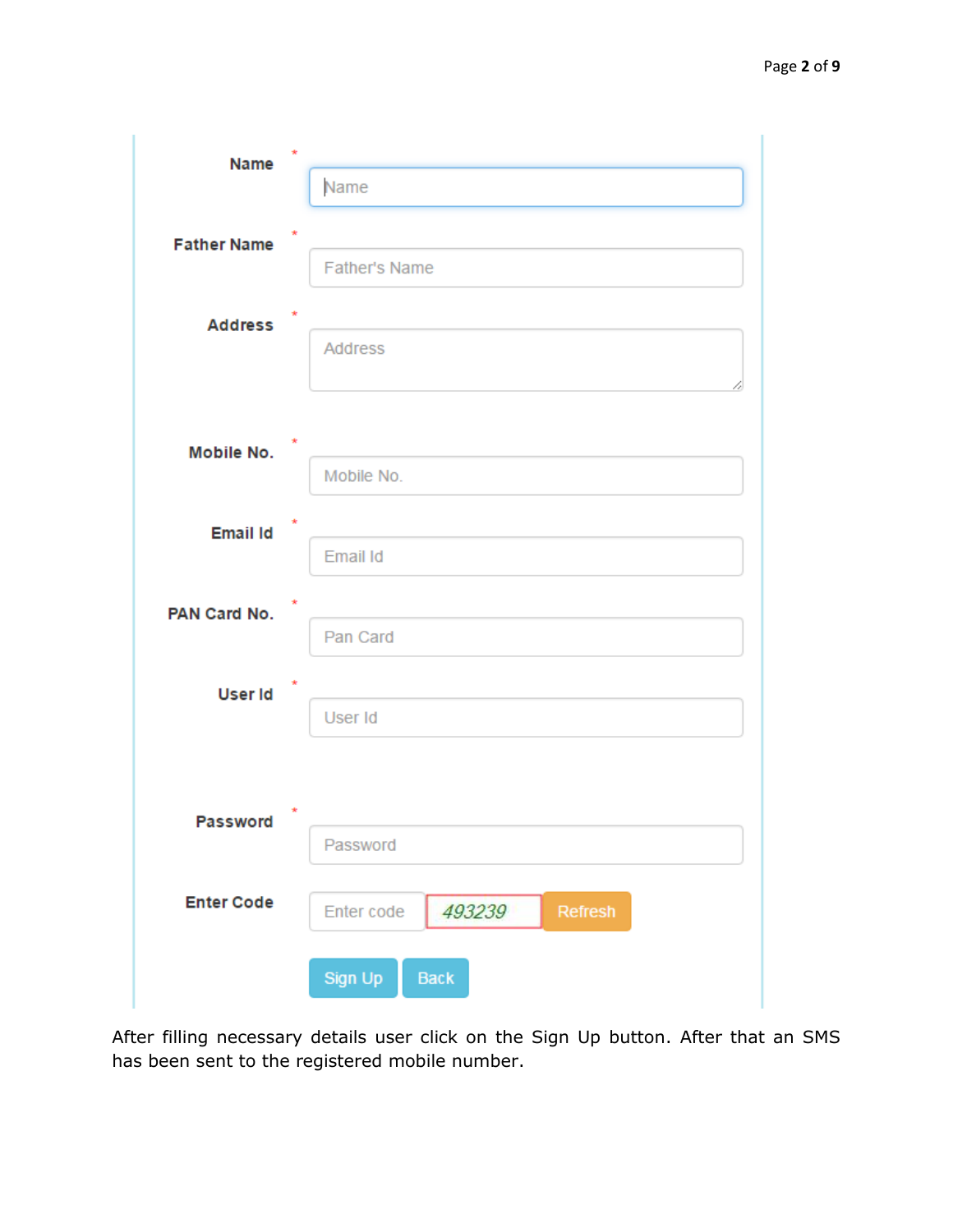| Field | | Input |
| --- | --- | --- |
| Name | * | Name |
| Father Name | * | Father's Name |
| Address | * | Address |
| Mobile No. | * | Mobile No. |
| Email Id | * | Email Id |
| PAN Card No. | * | Pan Card |
| User Id | * | User Id |
| Password | * | Password |
| Enter Code | | Enter code · 493239 · Refresh |

Sign Up Back

After filling necessary details user click on the Sign Up button. After that an SMS has been sent to the registered mobile number.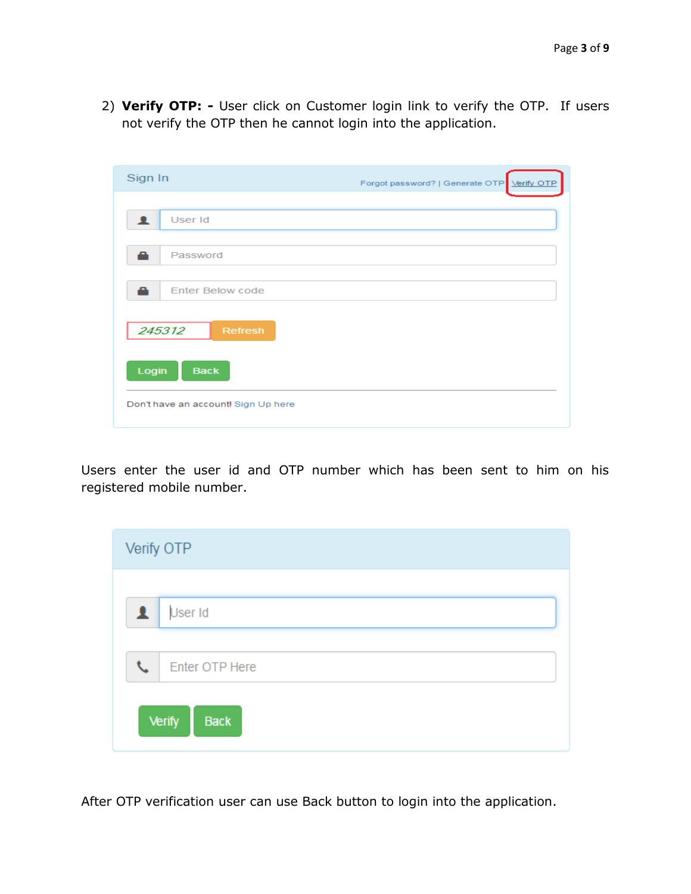2) **Verify OTP: -** User click on Customer login link to verify the OTP. If users not verify the OTP then he cannot login into the application.

Sign In

Forgot password? | Generate OTP | Verify OTP

User Id

Password

Enter Below code

245312 Refresh

Login Back

Don't have an account! Sign Up here

Users enter the user id and OTP number which has been sent to him on his registered mobile number.

Verify OTP

User Id

Enter OTP Here

Verify Back

After OTP verification user can use Back button to login into the application.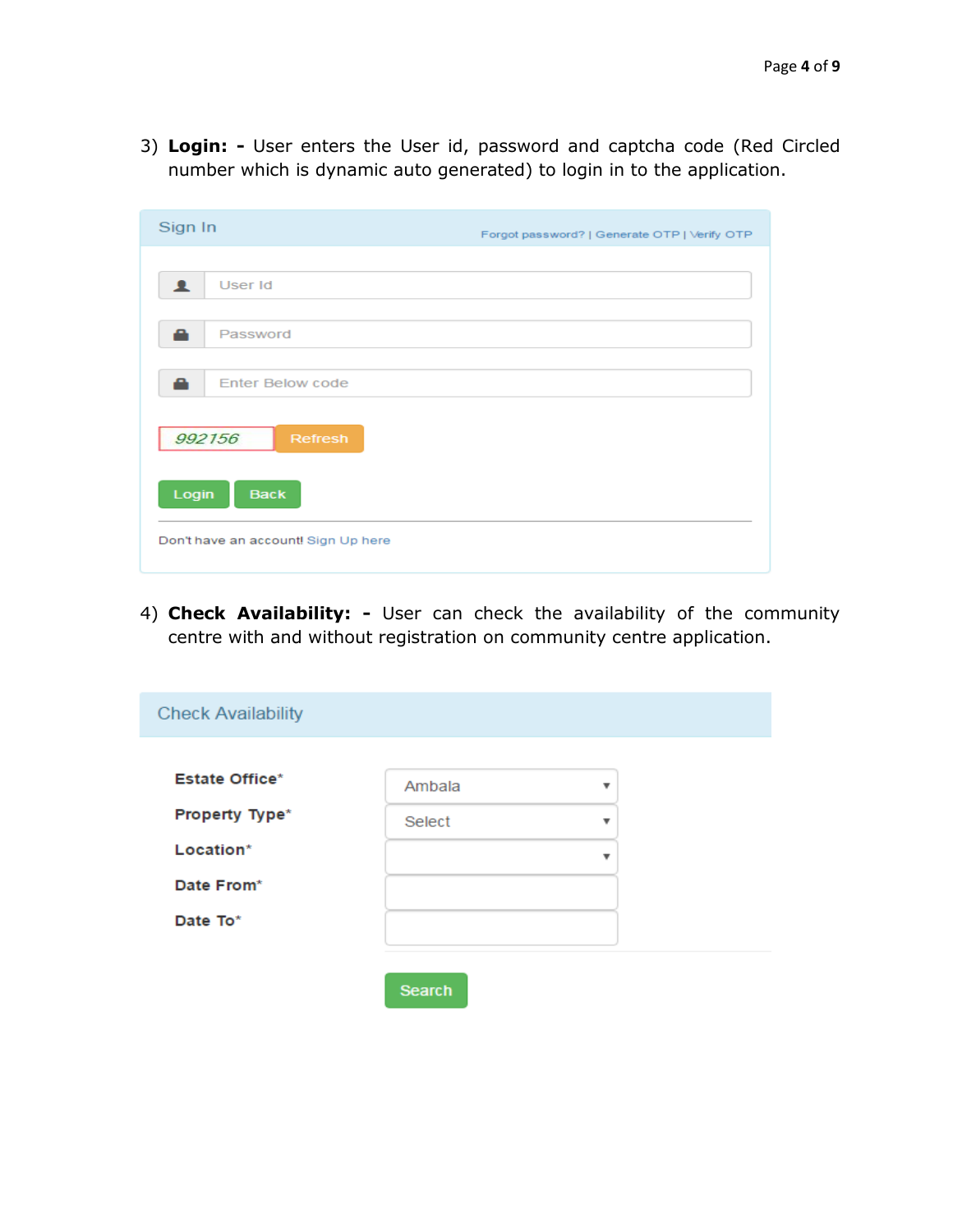3) **Login: -** User enters the User id, password and captcha code (Red Circled number which is dynamic auto generated) to login in to the application.

Sign In

Forgot password? | Generate OTP | Verify OTP

User Id

Password

Enter Below code

992156 Refresh

Login Back

Don't have an account! Sign Up here

4) **Check Availability: -** User can check the availability of the community centre with and without registration on community centre application.

Check Availability

| | |
|---|---|
| **Estate Office*** | Ambala |
| **Property Type*** | Select |
| **Location*** | |
| **Date From*** | |
| **Date To*** | |

Search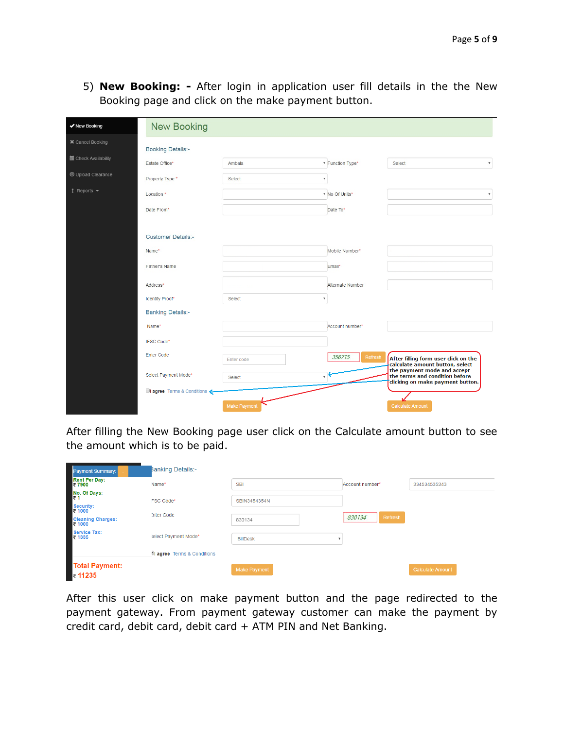5) **New Booking: -** After login in application user fill details in the the New Booking page and click on the make payment button.

After filling the New Booking page user click on the Calculate amount button to see the amount which is to be paid.

After this user click on make payment button and the page redirected to the payment gateway. From payment gateway customer can make the payment by credit card, debit card, debit card + ATM PIN and Net Banking.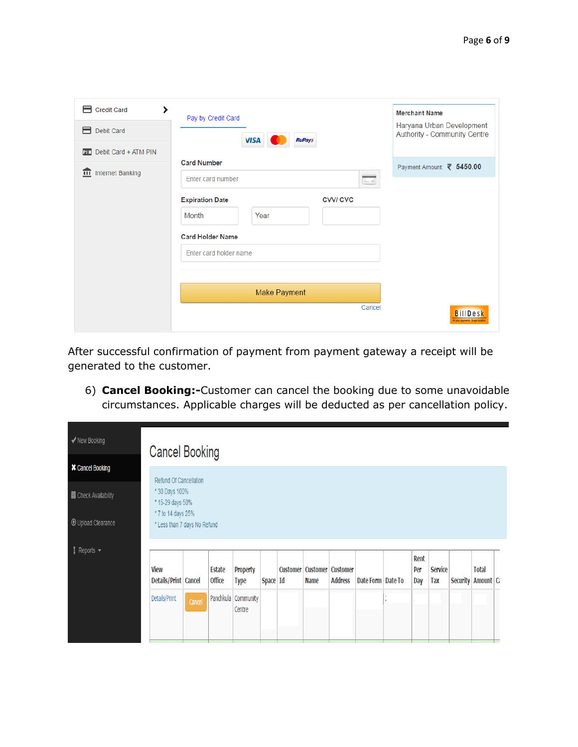| Credit Card | Pay by Credit Card | Merchant Name |
|---|---|---|
| Debit Card | Card Number | Haryana Urban Development Authority - Community Centre |
| Debit Card + ATM PIN | Expiration Date / CVV/ CVC | Payment Amount: ₹ 5450.00 |
| Internet Banking | Card Holder Name | |
| | Make Payment | |
| | Cancel | BillDesk |

After successful confirmation of payment from payment gateway a receipt will be generated to the customer.

6) **Cancel Booking:-**Customer can cancel the booking due to some unavoidable circumstances. Applicable charges will be deducted as per cancellation policy.

✔ New Booking
✖ Cancel Booking
Check Availability
Upload Clearance
Reports

## Cancel Booking

Refund Of Cancellation
* 30 Days 100%
* 15-29 days 50%
* 7 to 14 days 25%
* Less than 7 days No Refund

| View Details/Print | Cancel | Estate Office | Property Type | Space | Customer Id | Customer Name | Customer Address | Date Form | Date To | Rent Per Day | Service Tax | Security | Total Amount | C |
|---|---|---|---|---|---|---|---|---|---|---|---|---|---|---|
| Details/Print | Cancel | Panchkula | Community Centre | | | | | | : | | | | | |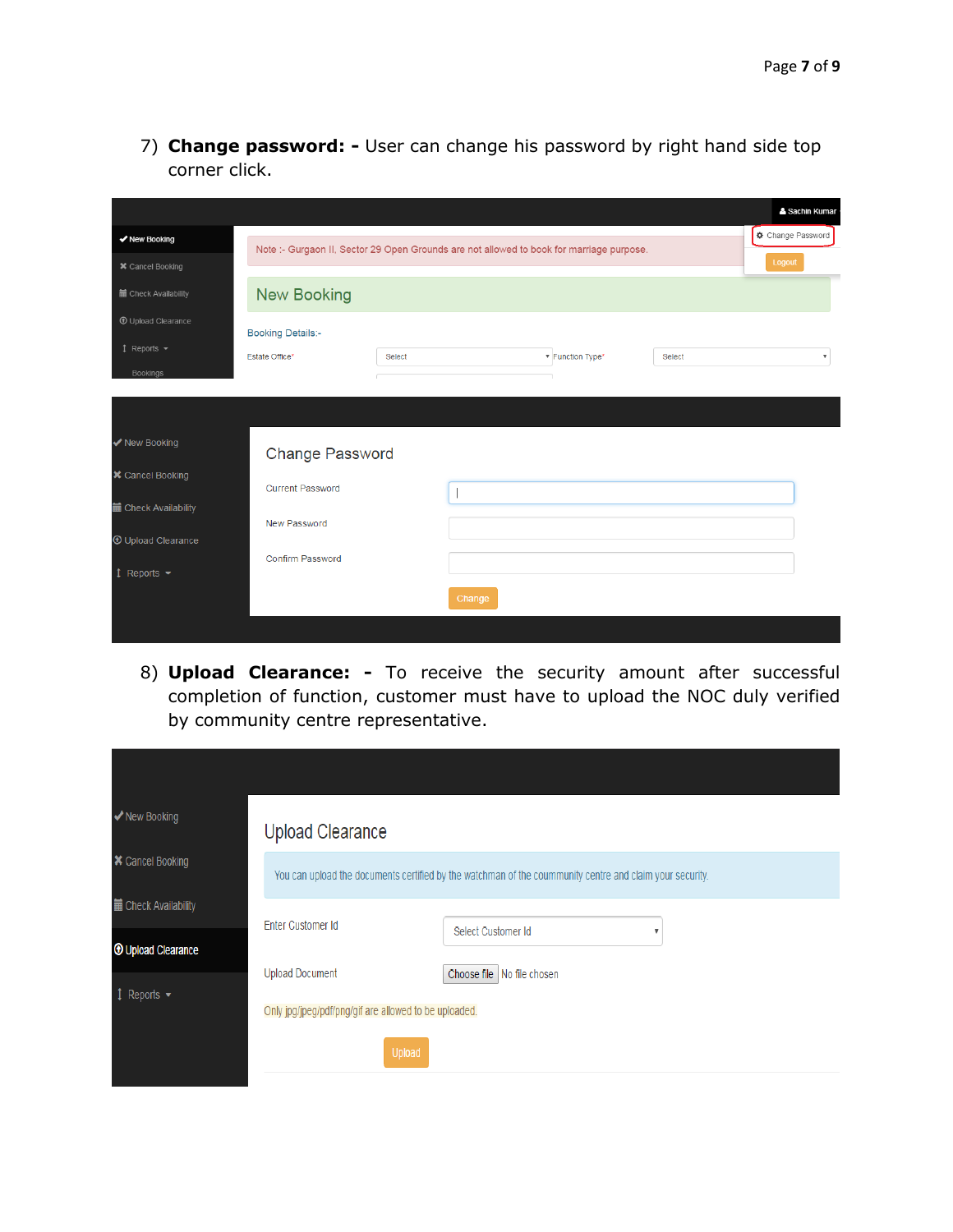7) **Change password: -** User can change his password by right hand side top corner click.

8) **Upload Clearance: -** To receive the security amount after successful completion of function, customer must have to upload the NOC duly verified by community centre representative.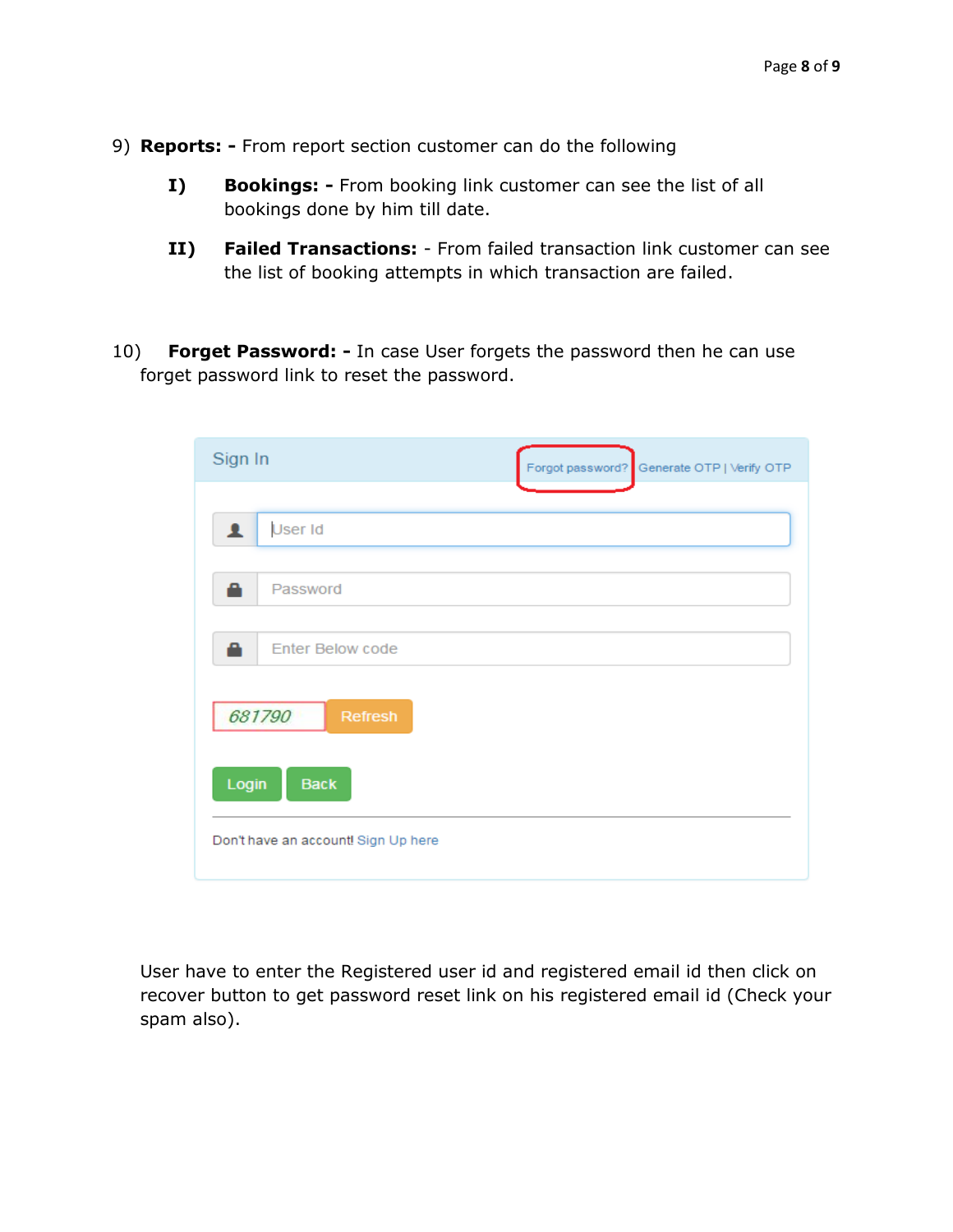9) **Reports: -** From report section customer can do the following

   **I) Bookings: -** From booking link customer can see the list of all bookings done by him till date.

   **II) Failed Transactions:** - From failed transaction link customer can see the list of booking attempts in which transaction are failed.

10) **Forget Password: -** In case User forgets the password then he can use forget password link to reset the password.

Sign In

Forgot password? Generate OTP | Verify OTP

User Id

Password

Enter Below code

681790 Refresh

Login Back

Don't have an account! Sign Up here

User have to enter the Registered user id and registered email id then click on recover button to get password reset link on his registered email id (Check your spam also).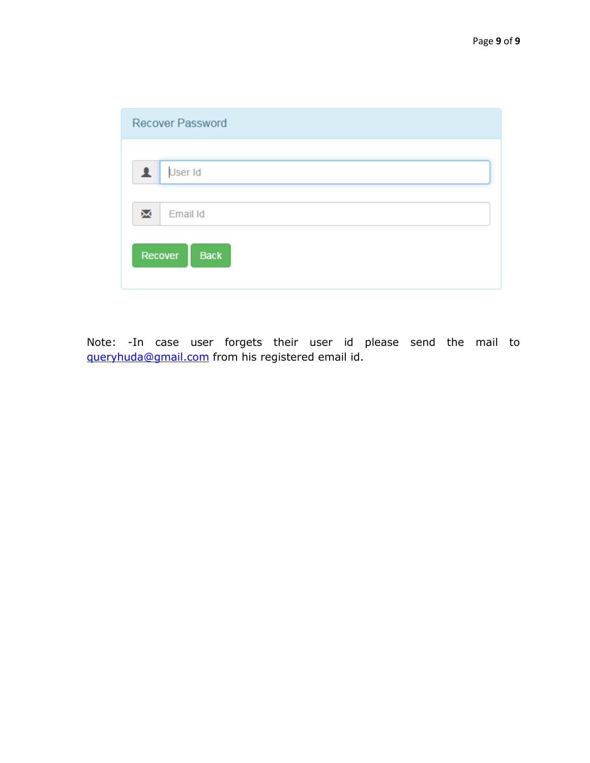Recover Password

User Id

Email Id

Recover Back

Note: -In case user forgets their user id please send the mail to queryhuda@gmail.com from his registered email id.